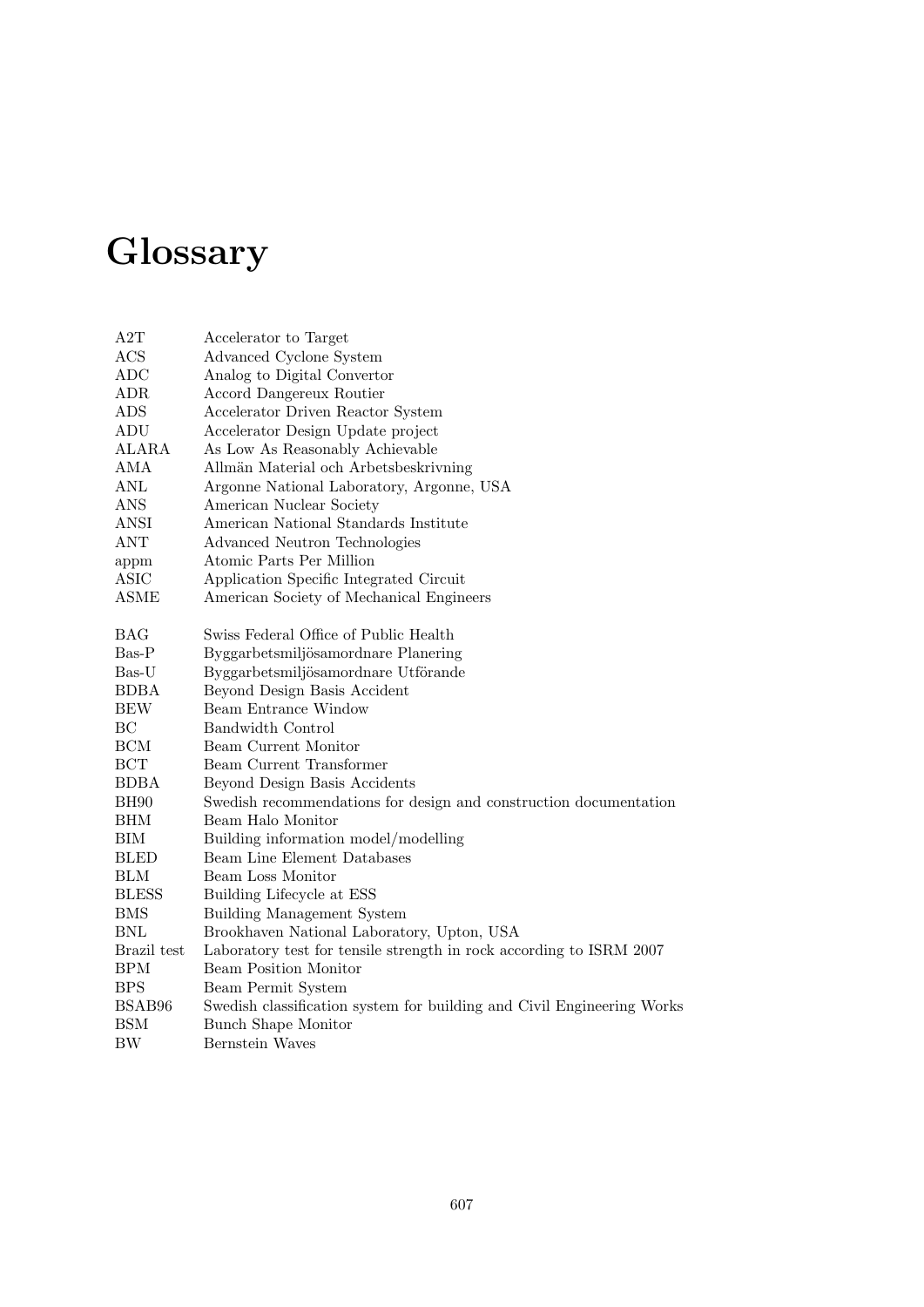# Glossary

| | |
|---|---|
| A2T | Accelerator to Target |
| ACS | Advanced Cyclone System |
| ADC | Analog to Digital Convertor |
| ADR | Accord Dangereux Routier |
| ADS | Accelerator Driven Reactor System |
| ADU | Accelerator Design Update project |
| ALARA | As Low As Reasonably Achievable |
| AMA | Allmän Material och Arbetsbeskrivning |
| ANL | Argonne National Laboratory, Argonne, USA |
| ANS | American Nuclear Society |
| ANSI | American National Standards Institute |
| ANT | Advanced Neutron Technologies |
| appm | Atomic Parts Per Million |
| ASIC | Application Specific Integrated Circuit |
| ASME | American Society of Mechanical Engineers |
| | |
| BAG | Swiss Federal Office of Public Health |
| Bas-P | Byggarbetsmiljösamordnare Planering |
| Bas-U | Byggarbetsmiljösamordnare Utförande |
| BDBA | Beyond Design Basis Accident |
| BEW | Beam Entrance Window |
| BC | Bandwidth Control |
| BCM | Beam Current Monitor |
| BCT | Beam Current Transformer |
| BDBA | Beyond Design Basis Accidents |
| BH90 | Swedish recommendations for design and construction documentation |
| BHM | Beam Halo Monitor |
| BIM | Building information model/modelling |
| BLED | Beam Line Element Databases |
| BLM | Beam Loss Monitor |
| BLESS | Building Lifecycle at ESS |
| BMS | Building Management System |
| BNL | Brookhaven National Laboratory, Upton, USA |
| Brazil test | Laboratory test for tensile strength in rock according to ISRM 2007 |
| BPM | Beam Position Monitor |
| BPS | Beam Permit System |
| BSAB96 | Swedish classification system for building and Civil Engineering Works |
| BSM | Bunch Shape Monitor |
| BW | Bernstein Waves |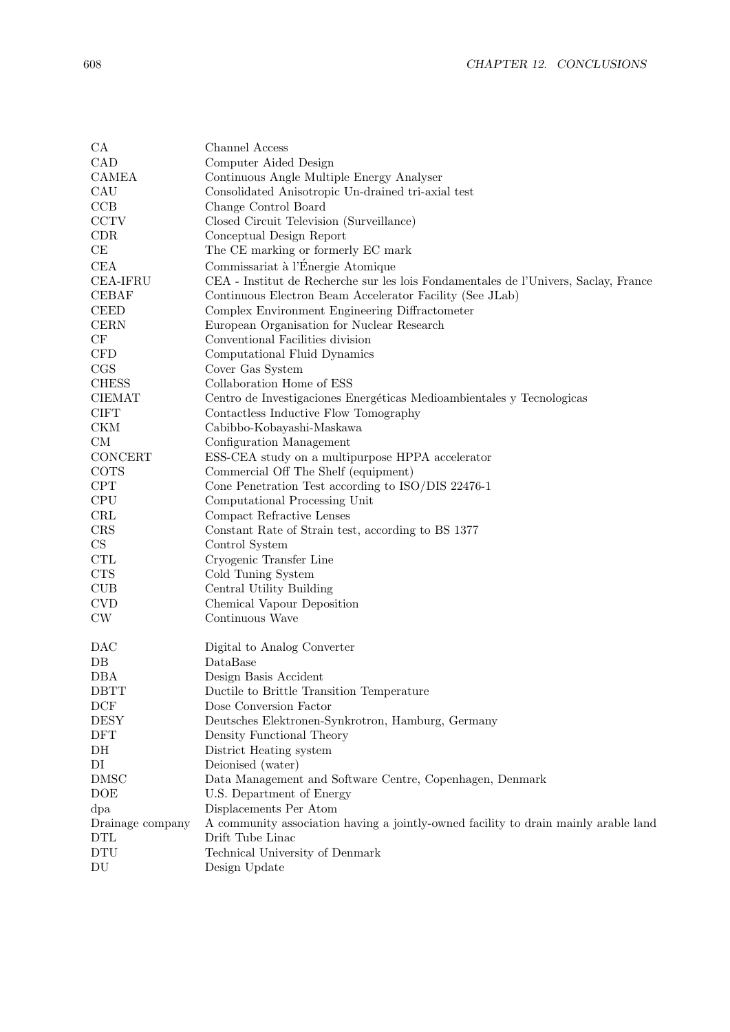| | |
|---|---|
| CA | Channel Access |
| CAD | Computer Aided Design |
| CAMEA | Continuous Angle Multiple Energy Analyser |
| CAU | Consolidated Anisotropic Un-drained tri-axial test |
| CCB | Change Control Board |
| CCTV | Closed Circuit Television (Surveillance) |
| CDR | Conceptual Design Report |
| CE | The CE marking or formerly EC mark |
| CEA | Commissariat à l'Énergie Atomique |
| CEA-IFRU | CEA - Institut de Recherche sur les lois Fondamentales de l'Univers, Saclay, France |
| CEBAF | Continuous Electron Beam Accelerator Facility (See JLab) |
| CEED | Complex Environment Engineering Diffractometer |
| CERN | European Organisation for Nuclear Research |
| CF | Conventional Facilities division |
| CFD | Computational Fluid Dynamics |
| CGS | Cover Gas System |
| CHESS | Collaboration Home of ESS |
| CIEMAT | Centro de Investigaciones Energéticas Medioambientales y Tecnologicas |
| CIFT | Contactless Inductive Flow Tomography |
| CKM | Cabibbo-Kobayashi-Maskawa |
| CM | Configuration Management |
| CONCERT | ESS-CEA study on a multipurpose HPPA accelerator |
| COTS | Commercial Off The Shelf (equipment) |
| CPT | Cone Penetration Test according to ISO/DIS 22476-1 |
| CPU | Computational Processing Unit |
| CRL | Compact Refractive Lenses |
| CRS | Constant Rate of Strain test, according to BS 1377 |
| CS | Control System |
| CTL | Cryogenic Transfer Line |
| CTS | Cold Tuning System |
| CUB | Central Utility Building |
| CVD | Chemical Vapour Deposition |
| CW | Continuous Wave |
| DAC | Digital to Analog Converter |
| DB | DataBase |
| DBA | Design Basis Accident |
| DBTT | Ductile to Brittle Transition Temperature |
| DCF | Dose Conversion Factor |
| DESY | Deutsches Elektronen-Synkrotron, Hamburg, Germany |
| DFT | Density Functional Theory |
| DH | District Heating system |
| DI | Deionised (water) |
| DMSC | Data Management and Software Centre, Copenhagen, Denmark |
| DOE | U.S. Department of Energy |
| dpa | Displacements Per Atom |
| Drainage company | A community association having a jointly-owned facility to drain mainly arable land |
| DTL | Drift Tube Linac |
| DTU | Technical University of Denmark |
| DU | Design Update |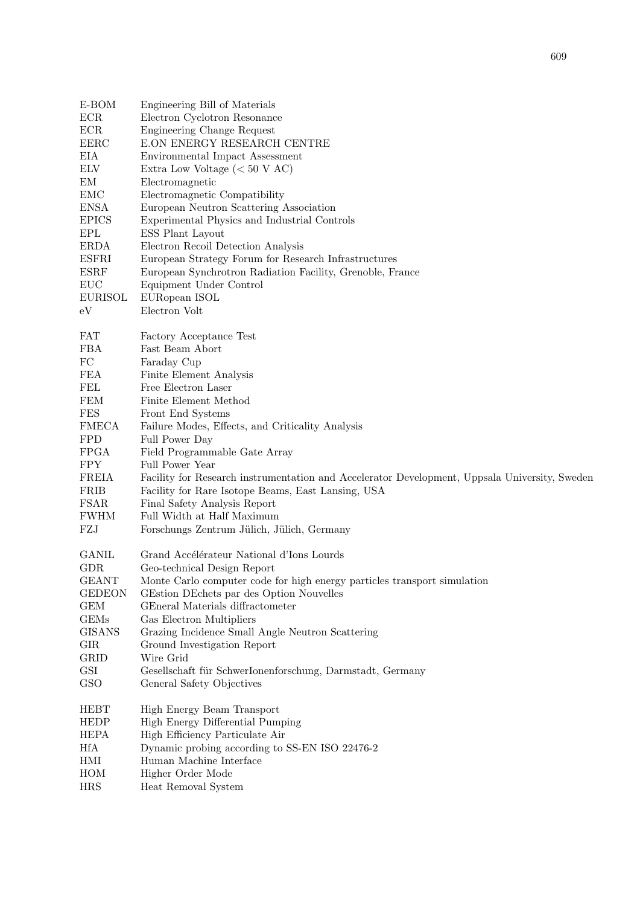| | |
|---|---|
| E-BOM | Engineering Bill of Materials |
| ECR | Electron Cyclotron Resonance |
| ECR | Engineering Change Request |
| EERC | E.ON ENERGY RESEARCH CENTRE |
| EIA | Environmental Impact Assessment |
| ELV | Extra Low Voltage (< 50 V AC) |
| EM | Electromagnetic |
| EMC | Electromagnetic Compatibility |
| ENSA | European Neutron Scattering Association |
| EPICS | Experimental Physics and Industrial Controls |
| EPL | ESS Plant Layout |
| ERDA | Electron Recoil Detection Analysis |
| ESFRI | European Strategy Forum for Research Infrastructures |
| ESRF | European Synchrotron Radiation Facility, Grenoble, France |
| EUC | Equipment Under Control |
| EURISOL | EURopean ISOL |
| eV | Electron Volt |
| | |
| FAT | Factory Acceptance Test |
| FBA | Fast Beam Abort |
| FC | Faraday Cup |
| FEA | Finite Element Analysis |
| FEL | Free Electron Laser |
| FEM | Finite Element Method |
| FES | Front End Systems |
| FMECA | Failure Modes, Effects, and Criticality Analysis |
| FPD | Full Power Day |
| FPGA | Field Programmable Gate Array |
| FPY | Full Power Year |
| FREIA | Facility for Research instrumentation and Accelerator Development, Uppsala University, Sweden |
| FRIB | Facility for Rare Isotope Beams, East Lansing, USA |
| FSAR | Final Safety Analysis Report |
| FWHM | Full Width at Half Maximum |
| FZJ | Forschungs Zentrum Jülich, Jülich, Germany |
| | |
| GANIL | Grand Accélérateur National d'Ions Lourds |
| GDR | Geo-technical Design Report |
| GEANT | Monte Carlo computer code for high energy particles transport simulation |
| GEDEON | GEstion DEchets par des Option Nouvelles |
| GEM | GEneral Materials diffractometer |
| GEMs | Gas Electron Multipliers |
| GISANS | Grazing Incidence Small Angle Neutron Scattering |
| GIR | Ground Investigation Report |
| GRID | Wire Grid |
| GSI | Gesellschaft für SchwerIonenforschung, Darmstadt, Germany |
| GSO | General Safety Objectives |
| | |
| HEBT | High Energy Beam Transport |
| HEDP | High Energy Differential Pumping |
| HEPA | High Efficiency Particulate Air |
| HfA | Dynamic probing according to SS-EN ISO 22476-2 |
| HMI | Human Machine Interface |
| HOM | Higher Order Mode |
| HRS | Heat Removal System |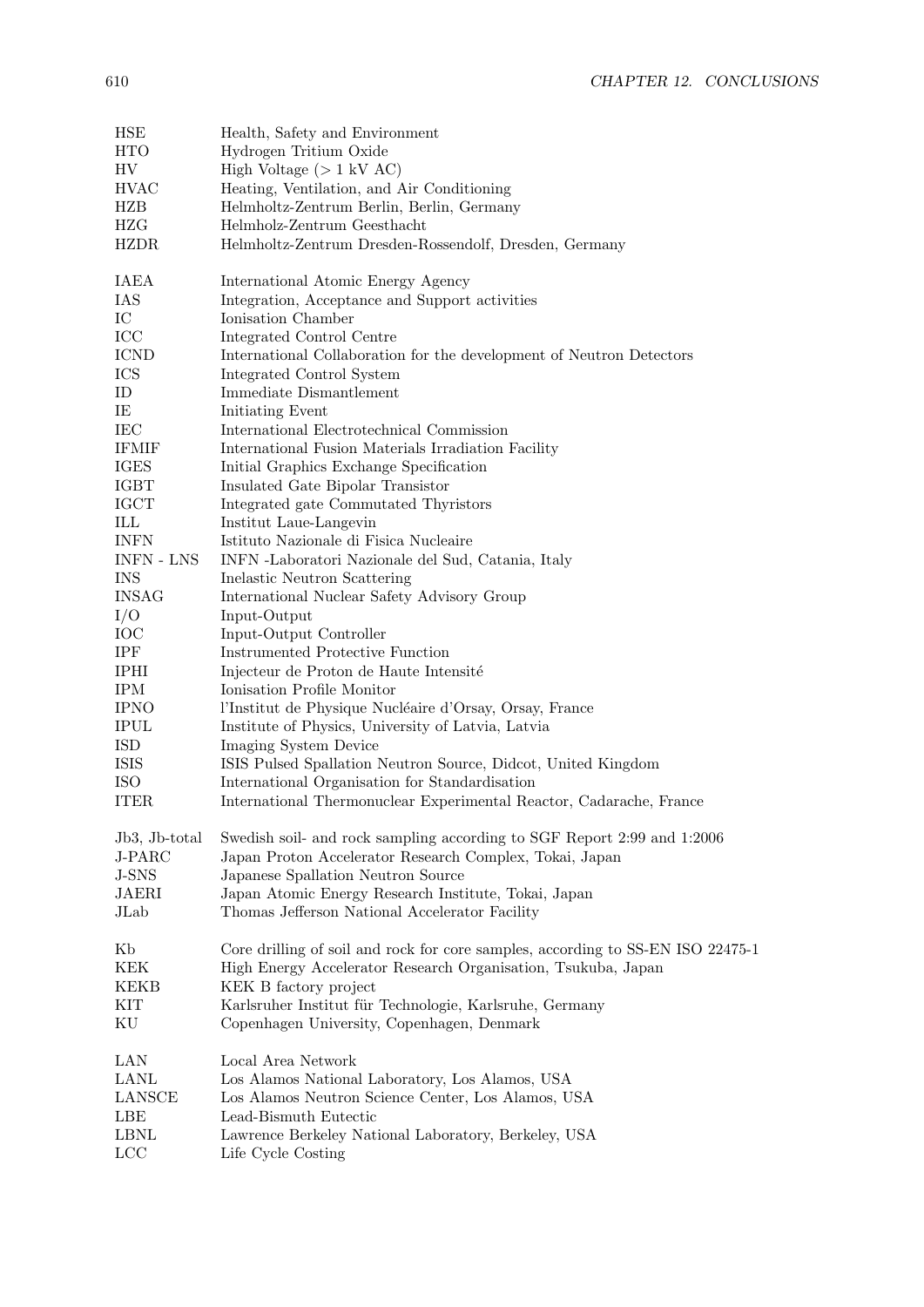| | |
|---|---|
| HSE | Health, Safety and Environment |
| HTO | Hydrogen Tritium Oxide |
| HV | High Voltage (> 1 kV AC) |
| HVAC | Heating, Ventilation, and Air Conditioning |
| HZB | Helmholtz-Zentrum Berlin, Berlin, Germany |
| HZG | Helmholz-Zentrum Geesthacht |
| HZDR | Helmholtz-Zentrum Dresden-Rossendolf, Dresden, Germany |
| | |
| IAEA | International Atomic Energy Agency |
| IAS | Integration, Acceptance and Support activities |
| IC | Ionisation Chamber |
| ICC | Integrated Control Centre |
| ICND | International Collaboration for the development of Neutron Detectors |
| ICS | Integrated Control System |
| ID | Immediate Dismantlement |
| IE | Initiating Event |
| IEC | International Electrotechnical Commission |
| IFMIF | International Fusion Materials Irradiation Facility |
| IGES | Initial Graphics Exchange Specification |
| IGBT | Insulated Gate Bipolar Transistor |
| IGCT | Integrated gate Commutated Thyristors |
| ILL | Institut Laue-Langevin |
| INFN | Istituto Nazionale di Fisica Nucleaire |
| INFN - LNS | INFN -Laboratori Nazionale del Sud, Catania, Italy |
| INS | Inelastic Neutron Scattering |
| INSAG | International Nuclear Safety Advisory Group |
| I/O | Input-Output |
| IOC | Input-Output Controller |
| IPF | Instrumented Protective Function |
| IPHI | Injecteur de Proton de Haute Intensité |
| IPM | Ionisation Profile Monitor |
| IPNO | l'Institut de Physique Nucléaire d'Orsay, Orsay, France |
| IPUL | Institute of Physics, University of Latvia, Latvia |
| ISD | Imaging System Device |
| ISIS | ISIS Pulsed Spallation Neutron Source, Didcot, United Kingdom |
| ISO | International Organisation for Standardisation |
| ITER | International Thermonuclear Experimental Reactor, Cadarache, France |
| | |
| Jb3, Jb-total | Swedish soil- and rock sampling according to SGF Report 2:99 and 1:2006 |
| J-PARC | Japan Proton Accelerator Research Complex, Tokai, Japan |
| J-SNS | Japanese Spallation Neutron Source |
| JAERI | Japan Atomic Energy Research Institute, Tokai, Japan |
| JLab | Thomas Jefferson National Accelerator Facility |
| | |
| Kb | Core drilling of soil and rock for core samples, according to SS-EN ISO 22475-1 |
| KEK | High Energy Accelerator Research Organisation, Tsukuba, Japan |
| KEKB | KEK B factory project |
| KIT | Karlsruher Institut für Technologie, Karlsruhe, Germany |
| KU | Copenhagen University, Copenhagen, Denmark |
| | |
| LAN | Local Area Network |
| LANL | Los Alamos National Laboratory, Los Alamos, USA |
| LANSCE | Los Alamos Neutron Science Center, Los Alamos, USA |
| LBE | Lead-Bismuth Eutectic |
| LBNL | Lawrence Berkeley National Laboratory, Berkeley, USA |
| LCC | Life Cycle Costing |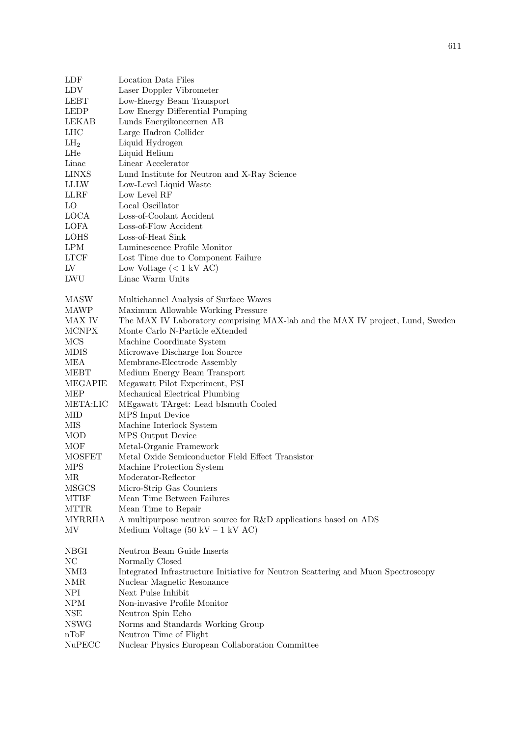| | |
|---|---|
| LDF | Location Data Files |
| LDV | Laser Doppler Vibrometer |
| LEBT | Low-Energy Beam Transport |
| LEDP | Low Energy Differential Pumping |
| LEKAB | Lunds Energikoncernen AB |
| LHC | Large Hadron Collider |
| $LH_2$ | Liquid Hydrogen |
| LHe | Liquid Helium |
| Linac | Linear Accelerator |
| LINXS | Lund Institute for Neutron and X-Ray Science |
| LLLW | Low-Level Liquid Waste |
| LLRF | Low Level RF |
| LO | Local Oscillator |
| LOCA | Loss-of-Coolant Accident |
| LOFA | Loss-of-Flow Accident |
| LOHS | Loss-of-Heat Sink |
| LPM | Luminescence Profile Monitor |
| LTCF | Lost Time due to Component Failure |
| LV | Low Voltage ($< 1$ kV AC) |
| LWU | Linac Warm Units |
| | |
| MASW | Multichannel Analysis of Surface Waves |
| MAWP | Maximum Allowable Working Pressure |
| MAX IV | The MAX IV Laboratory comprising MAX-lab and the MAX IV project, Lund, Sweden |
| MCNPX | Monte Carlo N-Particle eXtended |
| MCS | Machine Coordinate System |
| MDIS | Microwave Discharge Ion Source |
| MEA | Membrane-Electrode Assembly |
| MEBT | Medium Energy Beam Transport |
| MEGAPIE | Megawatt Pilot Experiment, PSI |
| MEP | Mechanical Electrical Plumbing |
| META:LIC | MEgawatt TArget: Lead bIsmuth Cooled |
| MID | MPS Input Device |
| MIS | Machine Interlock System |
| MOD | MPS Output Device |
| MOF | Metal-Organic Framework |
| MOSFET | Metal Oxide Semiconductor Field Effect Transistor |
| MPS | Machine Protection System |
| MR | Moderator-Reflector |
| MSGCS | Micro-Strip Gas Counters |
| MTBF | Mean Time Between Failures |
| MTTR | Mean Time to Repair |
| MYRRHA | A multipurpose neutron source for R&D applications based on ADS |
| MV | Medium Voltage (50 kV – 1 kV AC) |
| | |
| NBGI | Neutron Beam Guide Inserts |
| NC | Normally Closed |
| NMI3 | Integrated Infrastructure Initiative for Neutron Scattering and Muon Spectroscopy |
| NMR | Nuclear Magnetic Resonance |
| NPI | Next Pulse Inhibit |
| NPM | Non-invasive Profile Monitor |
| NSE | Neutron Spin Echo |
| NSWG | Norms and Standards Working Group |
| nToF | Neutron Time of Flight |
| NuPECC | Nuclear Physics European Collaboration Committee |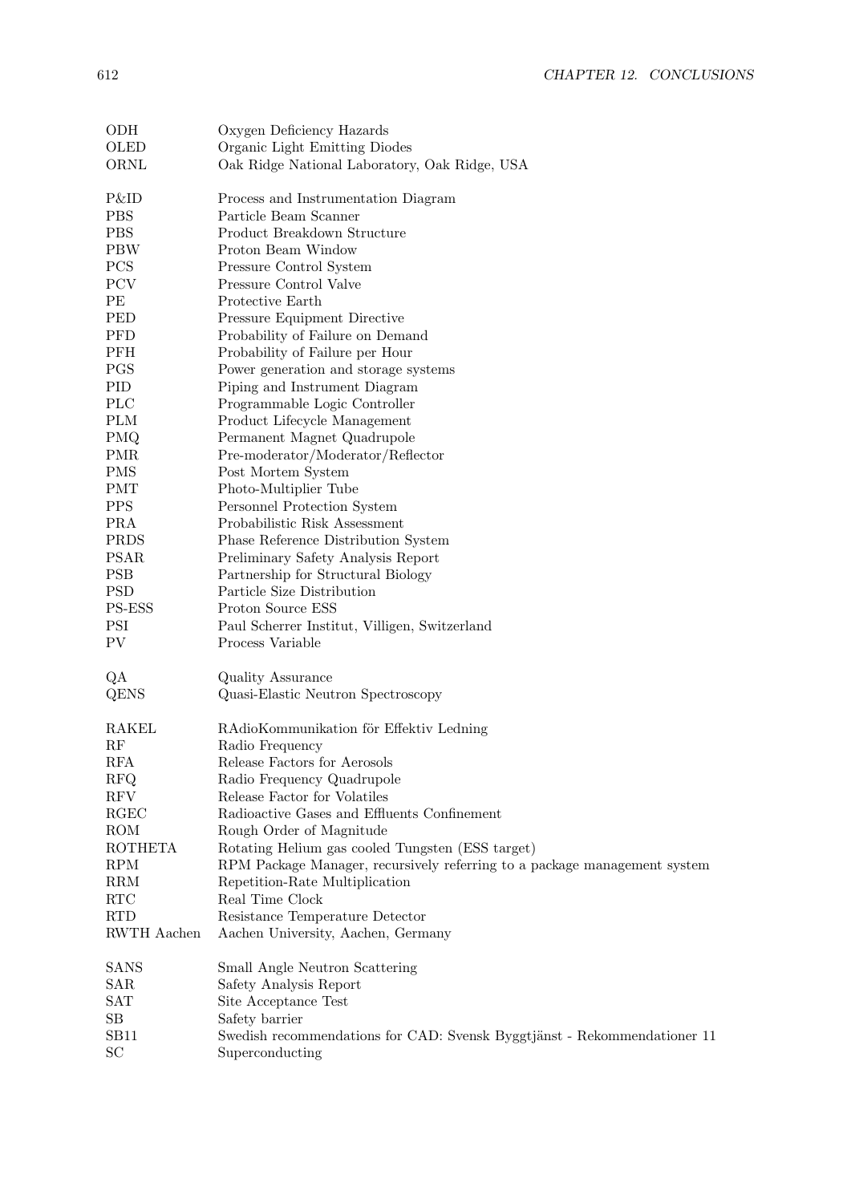| | |
|---|---|
| ODH | Oxygen Deficiency Hazards |
| OLED | Organic Light Emitting Diodes |
| ORNL | Oak Ridge National Laboratory, Oak Ridge, USA |
| | |
| P&ID | Process and Instrumentation Diagram |
| PBS | Particle Beam Scanner |
| PBS | Product Breakdown Structure |
| PBW | Proton Beam Window |
| PCS | Pressure Control System |
| PCV | Pressure Control Valve |
| PE | Protective Earth |
| PED | Pressure Equipment Directive |
| PFD | Probability of Failure on Demand |
| PFH | Probability of Failure per Hour |
| PGS | Power generation and storage systems |
| PID | Piping and Instrument Diagram |
| PLC | Programmable Logic Controller |
| PLM | Product Lifecycle Management |
| PMQ | Permanent Magnet Quadrupole |
| PMR | Pre-moderator/Moderator/Reflector |
| PMS | Post Mortem System |
| PMT | Photo-Multiplier Tube |
| PPS | Personnel Protection System |
| PRA | Probabilistic Risk Assessment |
| PRDS | Phase Reference Distribution System |
| PSAR | Preliminary Safety Analysis Report |
| PSB | Partnership for Structural Biology |
| PSD | Particle Size Distribution |
| PS-ESS | Proton Source ESS |
| PSI | Paul Scherrer Institut, Villigen, Switzerland |
| PV | Process Variable |
| | |
| QA | Quality Assurance |
| QENS | Quasi-Elastic Neutron Spectroscopy |
| | |
| RAKEL | RAdioKommunikation för Effektiv Ledning |
| RF | Radio Frequency |
| RFA | Release Factors for Aerosols |
| RFQ | Radio Frequency Quadrupole |
| RFV | Release Factor for Volatiles |
| RGEC | Radioactive Gases and Effluents Confinement |
| ROM | Rough Order of Magnitude |
| ROTHETA | Rotating Helium gas cooled Tungsten (ESS target) |
| RPM | RPM Package Manager, recursively referring to a package management system |
| RRM | Repetition-Rate Multiplication |
| RTC | Real Time Clock |
| RTD | Resistance Temperature Detector |
| RWTH Aachen | Aachen University, Aachen, Germany |
| | |
| SANS | Small Angle Neutron Scattering |
| SAR | Safety Analysis Report |
| SAT | Site Acceptance Test |
| SB | Safety barrier |
| SB11 | Swedish recommendations for CAD: Svensk Byggtjänst - Rekommendationer 11 |
| SC | Superconducting |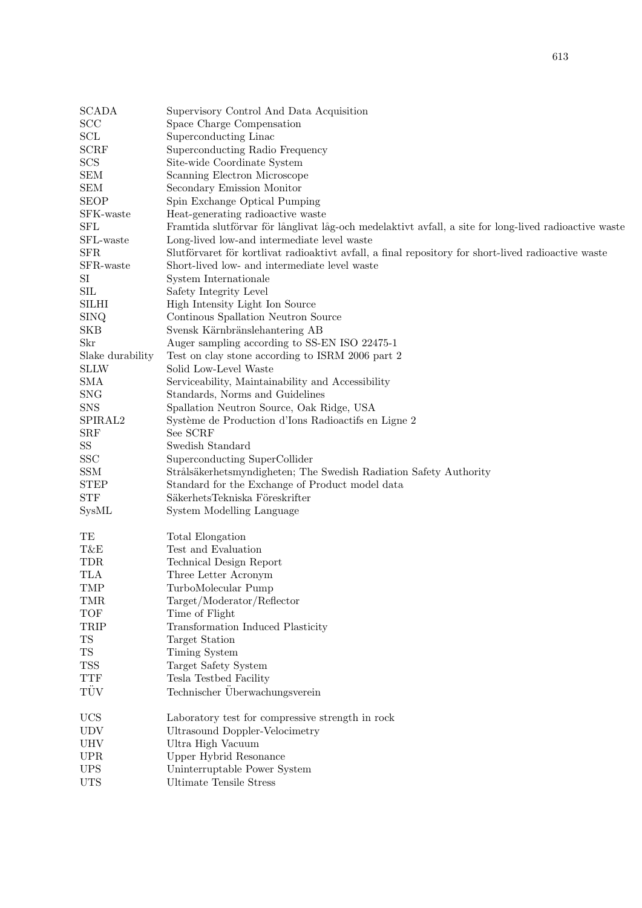| | |
|---|---|
| SCADA | Supervisory Control And Data Acquisition |
| SCC | Space Charge Compensation |
| SCL | Superconducting Linac |
| SCRF | Superconducting Radio Frequency |
| SCS | Site-wide Coordinate System |
| SEM | Scanning Electron Microscope |
| SEM | Secondary Emission Monitor |
| SEOP | Spin Exchange Optical Pumping |
| SFK-waste | Heat-generating radioactive waste |
| SFL | Framtida slutförvar för långlivat låg-och medelaktivt avfall, a site for long-lived radioactive waste |
| SFL-waste | Long-lived low-and intermediate level waste |
| SFR | Slutförvaret för kortlivat radioaktivt avfall, a final repository for short-lived radioactive waste |
| SFR-waste | Short-lived low- and intermediate level waste |
| SI | System Internationale |
| SIL | Safety Integrity Level |
| SILHI | High Intensity Light Ion Source |
| SINQ | Continous Spallation Neutron Source |
| SKB | Svensk Kärnbränslehantering AB |
| Skr | Auger sampling according to SS-EN ISO 22475-1 |
| Slake durability | Test on clay stone according to ISRM 2006 part 2 |
| SLLW | Solid Low-Level Waste |
| SMA | Serviceability, Maintainability and Accessibility |
| SNG | Standards, Norms and Guidelines |
| SNS | Spallation Neutron Source, Oak Ridge, USA |
| SPIRAL2 | Système de Production d'Ions Radioactifs en Ligne 2 |
| SRF | See SCRF |
| SS | Swedish Standard |
| SSC | Superconducting SuperCollider |
| SSM | Strålsäkerhetsmyndigheten; The Swedish Radiation Safety Authority |
| STEP | Standard for the Exchange of Product model data |
| STF | SäkerhetsTekniska Föreskrifter |
| SysML | System Modelling Language |
| | |
| TE | Total Elongation |
| T&E | Test and Evaluation |
| TDR | Technical Design Report |
| TLA | Three Letter Acronym |
| TMP | TurboMolecular Pump |
| TMR | Target/Moderator/Reflector |
| TOF | Time of Flight |
| TRIP | Transformation Induced Plasticity |
| TS | Target Station |
| TS | Timing System |
| TSS | Target Safety System |
| TTF | Tesla Testbed Facility |
| TÜV | Technischer Überwachungsverein |
| | |
| UCS | Laboratory test for compressive strength in rock |
| UDV | Ultrasound Doppler-Velocimetry |
| UHV | Ultra High Vacuum |
| UPR | Upper Hybrid Resonance |
| UPS | Uninterruptable Power System |
| UTS | Ultimate Tensile Stress |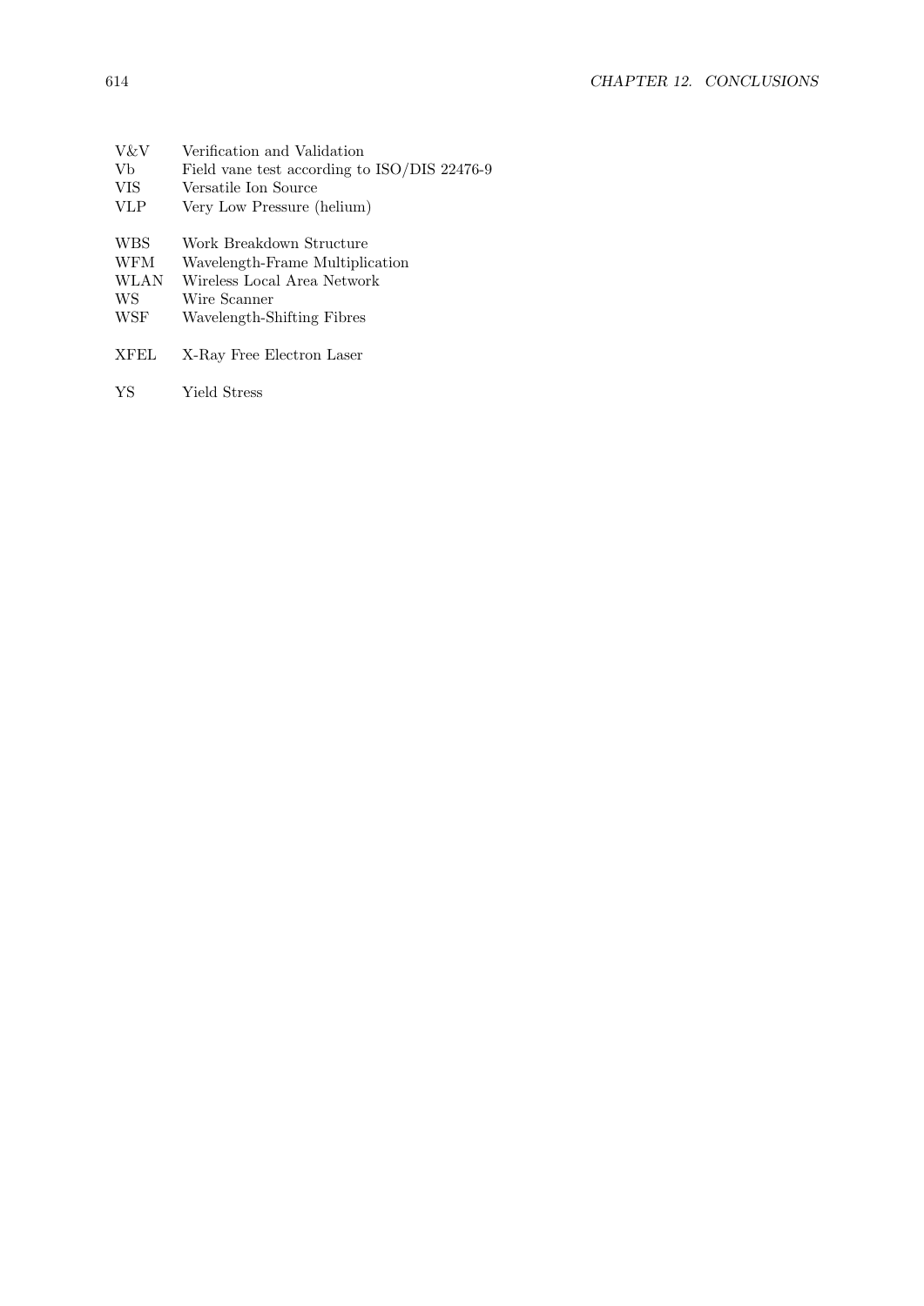| | |
|---|---|
| V&V | Verification and Validation |
| Vb | Field vane test according to ISO/DIS 22476-9 |
| VIS | Versatile Ion Source |
| VLP | Very Low Pressure (helium) |
| | |
| WBS | Work Breakdown Structure |
| WFM | Wavelength-Frame Multiplication |
| WLAN | Wireless Local Area Network |
| WS | Wire Scanner |
| WSF | Wavelength-Shifting Fibres |
| | |
| XFEL | X-Ray Free Electron Laser |
| | |
| YS | Yield Stress |